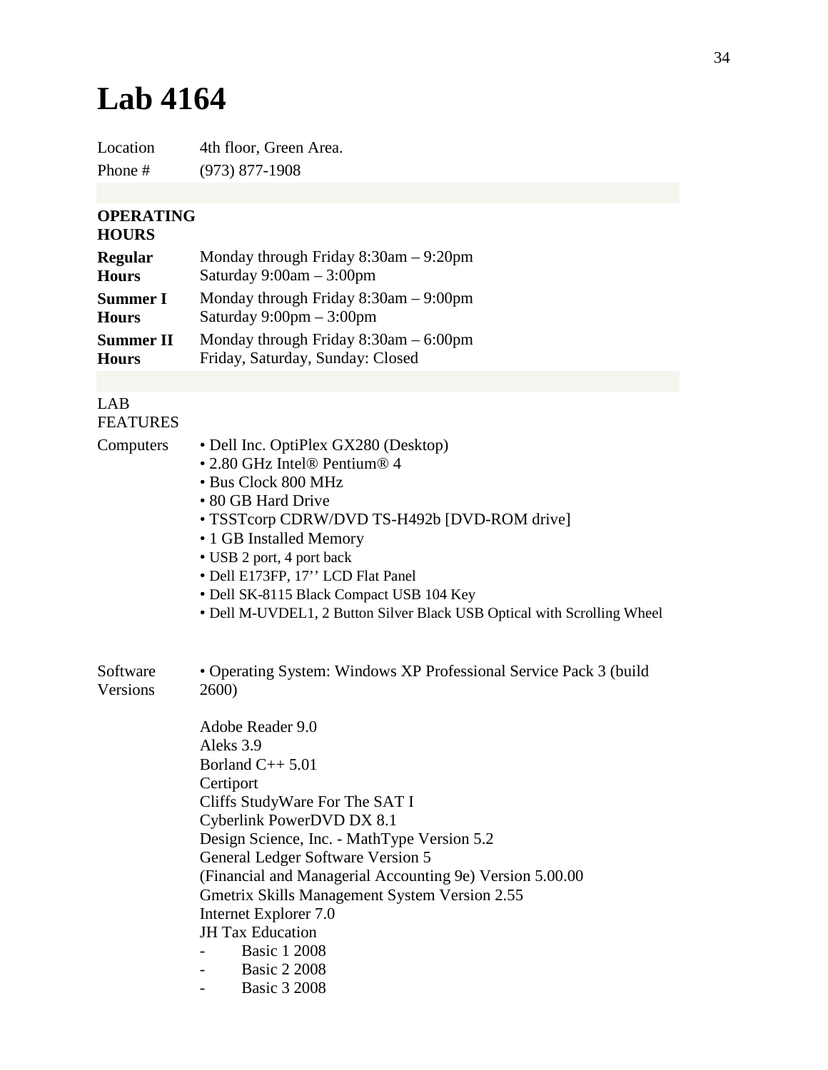# Lab 4164

| | |
|---|---|
| Location | 4th floor, Green Area. |
| Phone # | (973) 877-1908 |

**OPERATING HOURS**

| | |
|---|---|
| **Regular Hours** | Monday through Friday 8:30am – 9:20pm<br>Saturday 9:00am – 3:00pm |
| **Summer I Hours** | Monday through Friday 8:30am – 9:00pm<br>Saturday 9:00pm – 3:00pm |
| **Summer II Hours** | Monday through Friday 8:30am – 6:00pm<br>Friday, Saturday, Sunday: Closed |

LAB FEATURES

Computers

- Dell Inc. OptiPlex GX280 (Desktop)
- 2.80 GHz Intel® Pentium® 4
- Bus Clock 800 MHz
- 80 GB Hard Drive
- TSSTcorp CDRW/DVD TS-H492b [DVD-ROM drive]
- 1 GB Installed Memory
- USB 2 port, 4 port back
- Dell E173FP, 17'' LCD Flat Panel
- Dell SK-8115 Black Compact USB 104 Key
- Dell M-UVDEL1, 2 Button Silver Black USB Optical with Scrolling Wheel

Software Versions

- Operating System: Windows XP Professional Service Pack 3 (build 2600)

Adobe Reader 9.0
Aleks 3.9
Borland C++ 5.01
Certiport
Cliffs StudyWare For The SAT I
Cyberlink PowerDVD DX 8.1
Design Science, Inc. - MathType Version 5.2
General Ledger Software Version 5
(Financial and Managerial Accounting 9e) Version 5.00.00
Gmetrix Skills Management System Version 2.55
Internet Explorer 7.0
JH Tax Education

- Basic 1 2008
- Basic 2 2008
- Basic 3 2008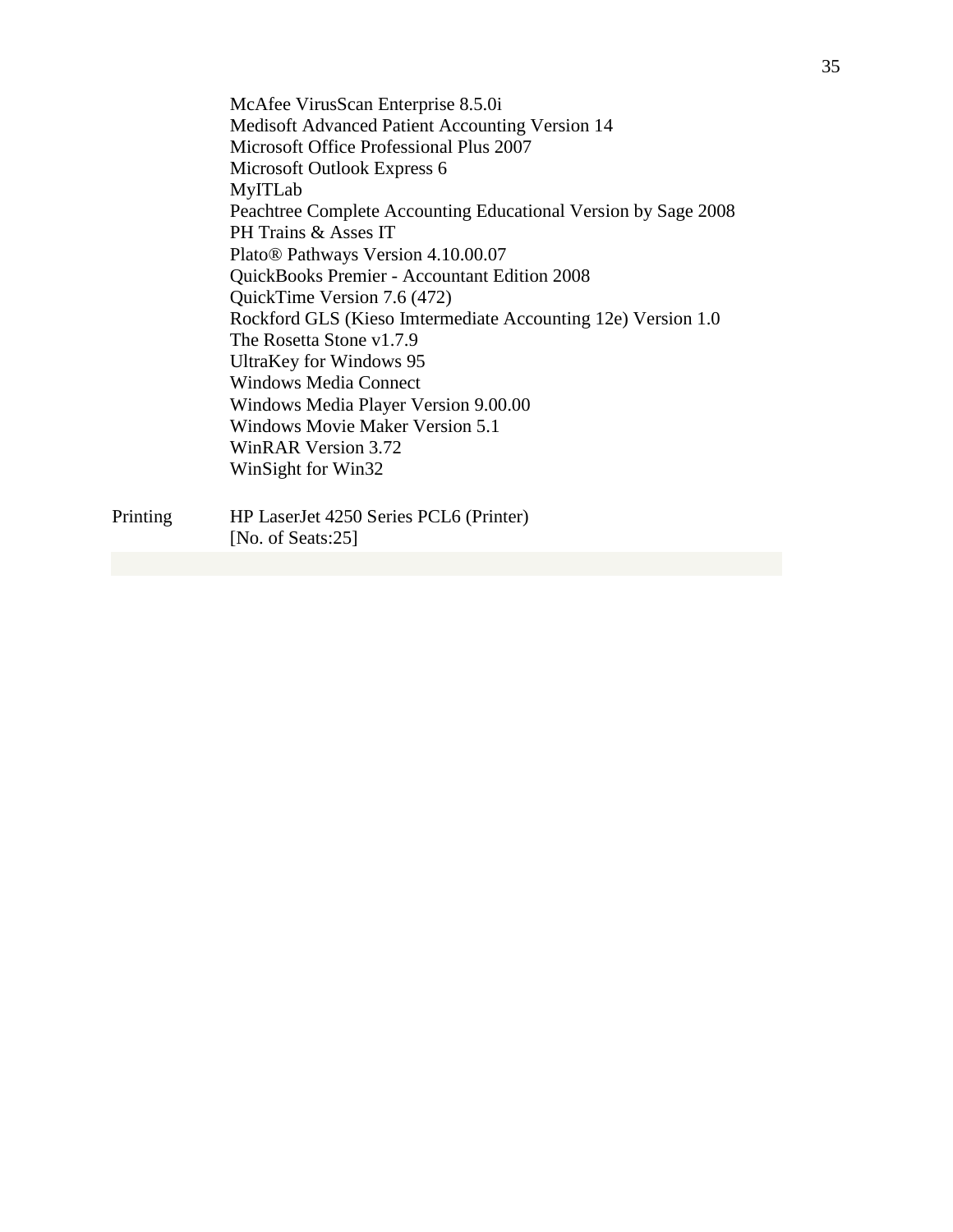| | |
|---|---|
| | McAfee VirusScan Enterprise 8.5.0i<br>Medisoft Advanced Patient Accounting Version 14<br>Microsoft Office Professional Plus 2007<br>Microsoft Outlook Express 6<br>MyITLab<br>Peachtree Complete Accounting Educational Version by Sage 2008<br>PH Trains & Asses IT<br>Plato® Pathways Version 4.10.00.07<br>QuickBooks Premier - Accountant Edition 2008<br>QuickTime Version 7.6 (472)<br>Rockford GLS (Kieso Imtermediate Accounting 12e) Version 1.0<br>The Rosetta Stone v1.7.9<br>UltraKey for Windows 95<br>Windows Media Connect<br>Windows Media Player Version 9.00.00<br>Windows Movie Maker Version 5.1<br>WinRAR Version 3.72<br>WinSight for Win32 |
| Printing | HP LaserJet 4250 Series PCL6 (Printer)<br>[No. of Seats:25] |